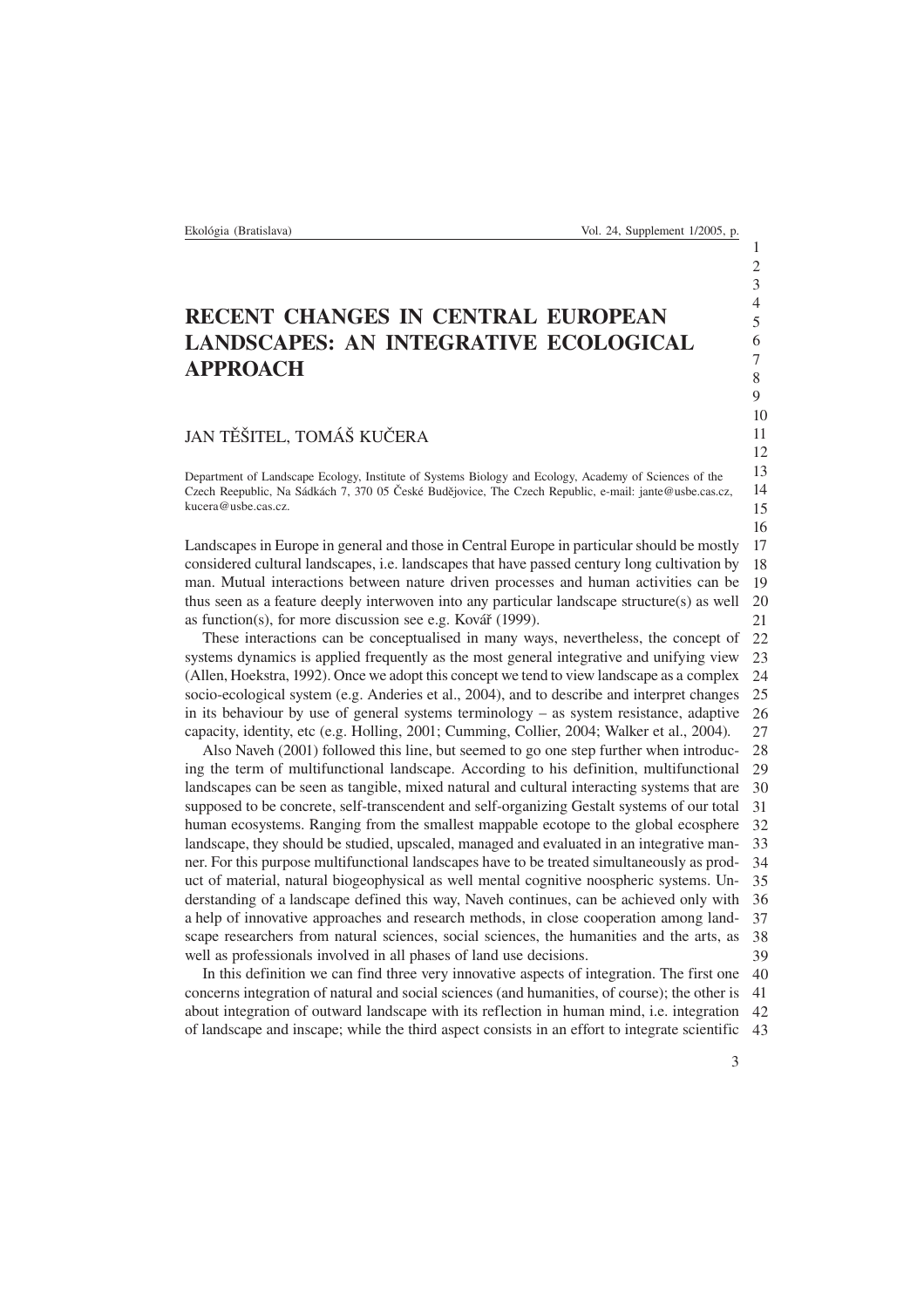# RECENT CHANGES IN CENTRAL EUROPEAN LANDSCAPES: AN INTEGRATIVE ECOLOGICAL APPROACH

JAN TĚŠITEL, TOMÁŠ KUČERA

Department of Landscape Ecology, Institute of Systems Biology and Ecology, Academy of Sciences of the Czech Reepublic, Na Sádkách 7, 370 05 České Budějovice, The Czech Republic, e-mail: jante@usbe.cas.cz, kucera@usbe.cas.cz.

Landscapes in Europe in general and those in Central Europe in particular should be mostly considered cultural landscapes, i.e. landscapes that have passed century long cultivation by man. Mutual interactions between nature driven processes and human activities can be thus seen as a feature deeply interwoven into any particular landscape structure(s) as well as function(s), for more discussion see e.g. Kovář (1999).

These interactions can be conceptualised in many ways, nevertheless, the concept of systems dynamics is applied frequently as the most general integrative and unifying view (Allen, Hoekstra, 1992). Once we adopt this concept we tend to view landscape as a complex socio-ecological system (e.g. Anderies et al., 2004), and to describe and interpret changes in its behaviour by use of general systems terminology – as system resistance, adaptive capacity, identity, etc (e.g. Holling, 2001; Cumming, Collier, 2004; Walker et al., 2004).

Also Naveh (2001) followed this line, but seemed to go one step further when introducing the term of multifunctional landscape. According to his definition, multifunctional landscapes can be seen as tangible, mixed natural and cultural interacting systems that are supposed to be concrete, self-transcendent and self-organizing Gestalt systems of our total human ecosystems. Ranging from the smallest mappable ecotope to the global ecosphere landscape, they should be studied, upscaled, managed and evaluated in an integrative manner. For this purpose multifunctional landscapes have to be treated simultaneously as product of material, natural biogeophysical as well mental cognitive noospheric systems. Understanding of a landscape defined this way, Naveh continues, can be achieved only with a help of innovative approaches and research methods, in close cooperation among landscape researchers from natural sciences, social sciences, the humanities and the arts, as well as professionals involved in all phases of land use decisions.

In this definition we can find three very innovative aspects of integration. The first one concerns integration of natural and social sciences (and humanities, of course); the other is about integration of outward landscape with its reflection in human mind, i.e. integration of landscape and inscape; while the third aspect consists in an effort to integrate scientific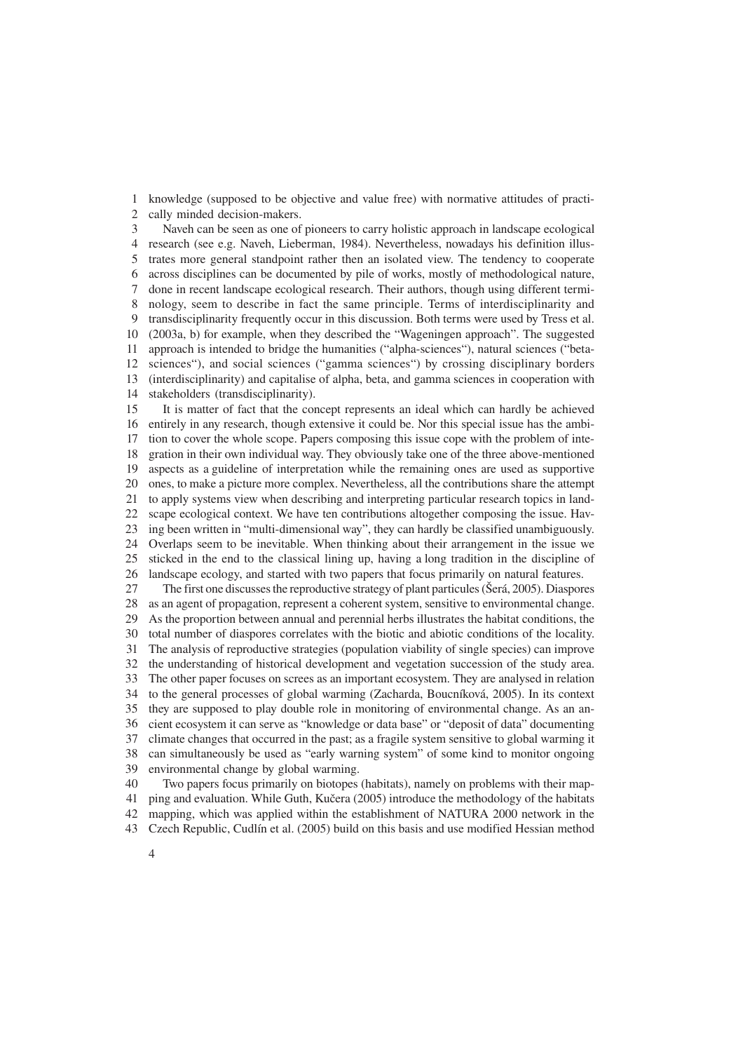knowledge (supposed to be objective and value free) with normative attitudes of practically minded decision-makers.

Naveh can be seen as one of pioneers to carry holistic approach in landscape ecological research (see e.g. Naveh, Lieberman, 1984). Nevertheless, nowadays his definition illustrates more general standpoint rather then an isolated view. The tendency to cooperate across disciplines can be documented by pile of works, mostly of methodological nature, done in recent landscape ecological research. Their authors, though using different terminology, seem to describe in fact the same principle. Terms of interdisciplinarity and transdisciplinarity frequently occur in this discussion. Both terms were used by Tress et al. (2003a, b) for example, when they described the "Wageningen approach". The suggested approach is intended to bridge the humanities ("alpha-sciences"), natural sciences ("beta-sciences"), and social sciences ("gamma sciences") by crossing disciplinary borders (interdisciplinarity) and capitalise of alpha, beta, and gamma sciences in cooperation with stakeholders (transdisciplinarity).

It is matter of fact that the concept represents an ideal which can hardly be achieved entirely in any research, though extensive it could be. Nor this special issue has the ambition to cover the whole scope. Papers composing this issue cope with the problem of integration in their own individual way. They obviously take one of the three above-mentioned aspects as a guideline of interpretation while the remaining ones are used as supportive ones, to make a picture more complex. Nevertheless, all the contributions share the attempt to apply systems view when describing and interpreting particular research topics in landscape ecological context. We have ten contributions altogether composing the issue. Having been written in "multi-dimensional way", they can hardly be classified unambiguously. Overlaps seem to be inevitable. When thinking about their arrangement in the issue we sticked in the end to the classical lining up, having a long tradition in the discipline of landscape ecology, and started with two papers that focus primarily on natural features.

The first one discusses the reproductive strategy of plant particules (Šerá, 2005). Diaspores as an agent of propagation, represent a coherent system, sensitive to environmental change. As the proportion between annual and perennial herbs illustrates the habitat conditions, the total number of diaspores correlates with the biotic and abiotic conditions of the locality. The analysis of reproductive strategies (population viability of single species) can improve the understanding of historical development and vegetation succession of the study area. The other paper focuses on screes as an important ecosystem. They are analysed in relation to the general processes of global warming (Zacharda, Boucníková, 2005). In its context they are supposed to play double role in monitoring of environmental change. As an ancient ecosystem it can serve as "knowledge or data base" or "deposit of data" documenting climate changes that occurred in the past; as a fragile system sensitive to global warming it can simultaneously be used as "early warning system" of some kind to monitor ongoing environmental change by global warming.

Two papers focus primarily on biotopes (habitats), namely on problems with their mapping and evaluation. While Guth, Kučera (2005) introduce the methodology of the habitats mapping, which was applied within the establishment of NATURA 2000 network in the Czech Republic, Cudlín et al. (2005) build on this basis and use modified Hessian method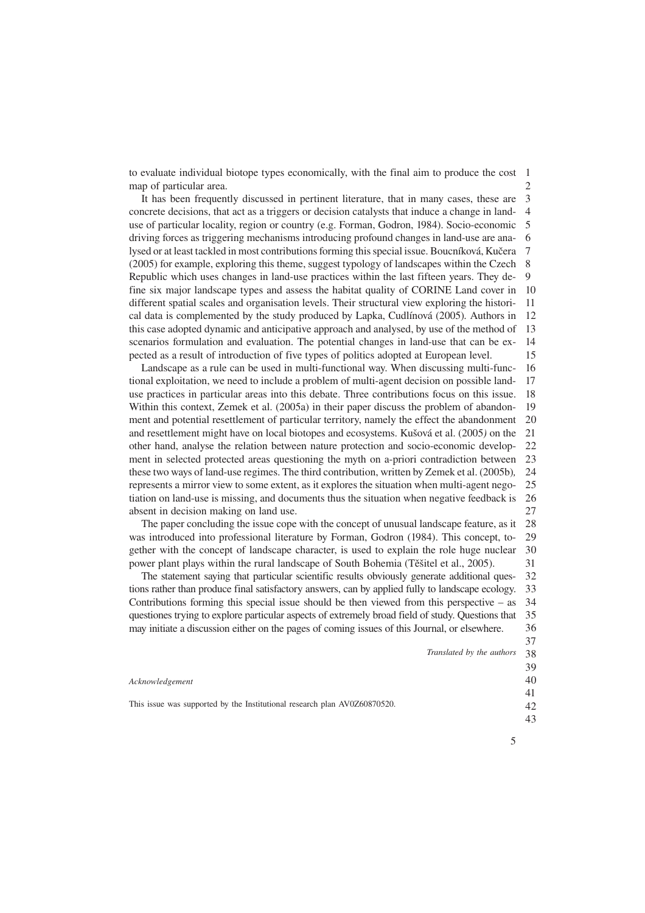to evaluate individual biotope types economically, with the final aim to produce the cost map of particular area.

It has been frequently discussed in pertinent literature, that in many cases, these are concrete decisions, that act as a triggers or decision catalysts that induce a change in land-use of particular locality, region or country (e.g. Forman, Godron, 1984). Socio-economic driving forces as triggering mechanisms introducing profound changes in land-use are analysed or at least tackled in most contributions forming this special issue. Boucníková, Kučera (2005) for example, exploring this theme, suggest typology of landscapes within the Czech Republic which uses changes in land-use practices within the last fifteen years. They define six major landscape types and assess the habitat quality of CORINE Land cover in different spatial scales and organisation levels. Their structural view exploring the historical data is complemented by the study produced by Lapka, Cudlínová (2005). Authors in this case adopted dynamic and anticipative approach and analysed, by use of the method of scenarios formulation and evaluation. The potential changes in land-use that can be expected as a result of introduction of five types of politics adopted at European level.

Landscape as a rule can be used in multi-functional way. When discussing multi-functional exploitation, we need to include a problem of multi-agent decision on possible land-use practices in particular areas into this debate. Three contributions focus on this issue. Within this context, Zemek et al. (2005a) in their paper discuss the problem of abandonment and potential resettlement of particular territory, namely the effect the abandonment and resettlement might have on local biotopes and ecosystems. Kušová et al. (2005) on the other hand, analyse the relation between nature protection and socio-economic development in selected protected areas questioning the myth on a-priori contradiction between these two ways of land-use regimes. The third contribution, written by Zemek et al. (2005b), represents a mirror view to some extent, as it explores the situation when multi-agent negotiation on land-use is missing, and documents thus the situation when negative feedback is absent in decision making on land use.

The paper concluding the issue cope with the concept of unusual landscape feature, as it was introduced into professional literature by Forman, Godron (1984). This concept, together with the concept of landscape character, is used to explain the role huge nuclear power plant plays within the rural landscape of South Bohemia (Těšitel et al., 2005).

The statement saying that particular scientific results obviously generate additional questions rather than produce final satisfactory answers, can by applied fully to landscape ecology. Contributions forming this special issue should be then viewed from this perspective – as questiones trying to explore particular aspects of extremely broad field of study. Questions that may initiate a discussion either on the pages of coming issues of this Journal, or elsewhere.

*Translated by the authors*

*Acknowledgement*

This issue was supported by the Institutional research plan AV0Z60870520.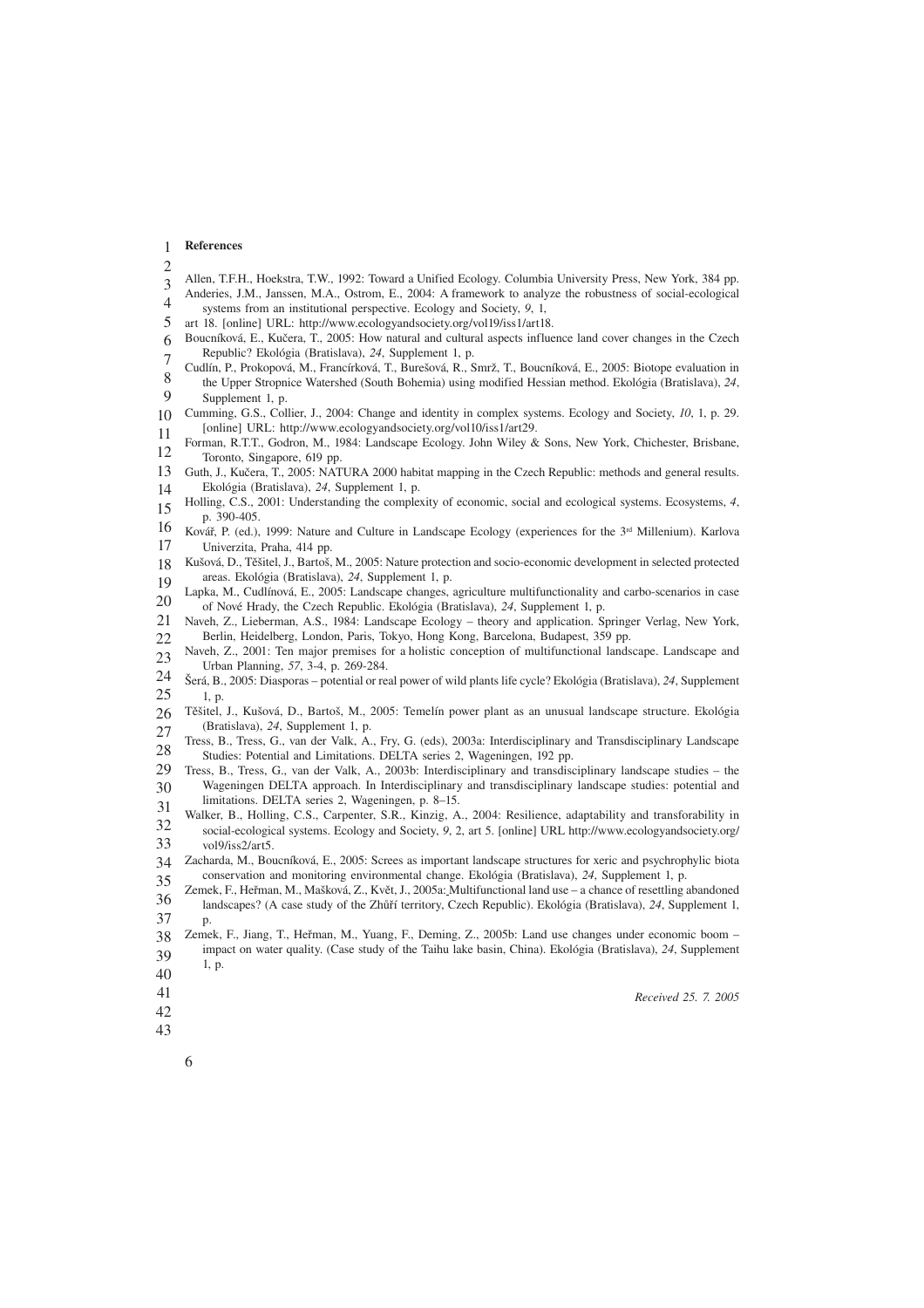**References**

Allen, T.F.H., Hoekstra, T.W., 1992: Toward a Unified Ecology. Columbia University Press, New York, 384 pp.

Anderies, J.M., Janssen, M.A., Ostrom, E., 2004: A framework to analyze the robustness of social-ecological systems from an institutional perspective. Ecology and Society, *9*, 1,
art 18. [online] URL: http://www.ecologyandsociety.org/vol19/iss1/art18.

Boucníková, E., Kučera, T., 2005: How natural and cultural aspects influence land cover changes in the Czech Republic? Ekológia (Bratislava), *24*, Supplement 1, p.

Cudlín, P., Prokopová, M., Francírková, T., Burešová, R., Smrž, T., Boucníková, E., 2005: Biotope evaluation in the Upper Stropnice Watershed (South Bohemia) using modified Hessian method. Ekológia (Bratislava), *24*, Supplement 1, p.

Cumming, G.S., Collier, J., 2004: Change and identity in complex systems. Ecology and Society, *10*, 1, p. 29. [online] URL: http://www.ecologyandsociety.org/vol10/iss1/art29.

Forman, R.T.T., Godron, M., 1984: Landscape Ecology. John Wiley & Sons, New York, Chichester, Brisbane, Toronto, Singapore, 619 pp.

Guth, J., Kučera, T., 2005: NATURA 2000 habitat mapping in the Czech Republic: methods and general results. Ekológia (Bratislava), *24*, Supplement 1, p.

Holling, C.S., 2001: Understanding the complexity of economic, social and ecological systems. Ecosystems, *4*, p. 390-405.

Kovář, P. (ed.), 1999: Nature and Culture in Landscape Ecology (experiences for the 3rd Millenium). Karlova Univerzita, Praha, 414 pp.

Kušová, D., Těšitel, J., Bartoš, M., 2005: Nature protection and socio-economic development in selected protected areas. Ekológia (Bratislava), *24*, Supplement 1, p.

Lapka, M., Cudlínová, E., 2005: Landscape changes, agriculture multifunctionality and carbo-scenarios in case of Nové Hrady, the Czech Republic. Ekológia (Bratislava), *24*, Supplement 1, p.

Naveh, Z., Lieberman, A.S., 1984: Landscape Ecology – theory and application. Springer Verlag, New York, Berlin, Heidelberg, London, Paris, Tokyo, Hong Kong, Barcelona, Budapest, 359 pp.

Naveh, Z., 2001: Ten major premises for a holistic conception of multifunctional landscape. Landscape and Urban Planning, *57*, 3-4, p. 269-284.

Šerá, B., 2005: Diasporas – potential or real power of wild plants life cycle? Ekológia (Bratislava), *24*, Supplement 1, p.

Těšitel, J., Kušová, D., Bartoš, M., 2005: Temelín power plant as an unusual landscape structure. Ekológia (Bratislava), *24*, Supplement 1, p.

Tress, B., Tress, G., van der Valk, A., Fry, G. (eds), 2003a: Interdisciplinary and Transdisciplinary Landscape Studies: Potential and Limitations. DELTA series 2, Wageningen, 192 pp.

Tress, B., Tress, G., van der Valk, A., 2003b: Interdisciplinary and transdisciplinary landscape studies – the Wageningen DELTA approach. In Interdisciplinary and transdisciplinary landscape studies: potential and limitations. DELTA series 2, Wageningen, p. 8–15.

Walker, B., Holling, C.S., Carpenter, S.R., Kinzig, A., 2004: Resilience, adaptability and transforability in social-ecological systems. Ecology and Society, *9*, 2, art 5. [online] URL http://www.ecologyandsociety.org/vol9/iss2/art5.

Zacharda, M., Boucníková, E., 2005: Screes as important landscape structures for xeric and psychrophylic biota conservation and monitoring environmental change. Ekológia (Bratislava), *24*, Supplement 1, p.

Zemek, F., Heřman, M., Mašková, Z., Květ, J., 2005a: Multifunctional land use – a chance of resettling abandoned landscapes? (A case study of the Zhůří territory, Czech Republic). Ekológia (Bratislava), *24*, Supplement 1, p.

Zemek, F., Jiang, T., Heřman, M., Yuang, F., Deming, Z., 2005b: Land use changes under economic boom – impact on water quality. (Case study of the Taihu lake basin, China). Ekológia (Bratislava), *24*, Supplement 1, p.

*Received 25. 7. 2005*